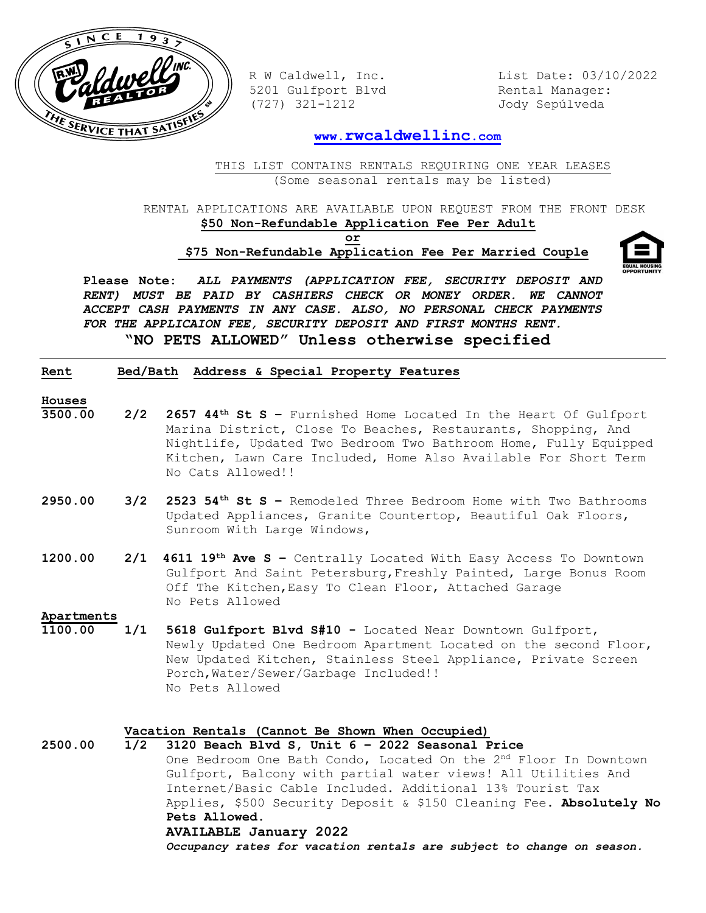R W Caldwell, Inc.
5201 Gulfport Blvd
(727) 321-1212

List Date: 03/10/2022
Rental Manager:
Jody Sepúlveda

**www.rwcaldwellinc.com**

THIS LIST CONTAINS RENTALS REQUIRING ONE YEAR LEASES
(Some seasonal rentals may be listed)

RENTAL APPLICATIONS ARE AVAILABLE UPON REQUEST FROM THE FRONT DESK
**$50 Non-Refundable Application Fee Per Adult**
**or**
**$75 Non-Refundable Application Fee Per Married Couple**

**Please Note:** ***ALL PAYMENTS (APPLICATION FEE, SECURITY DEPOSIT AND RENT) MUST BE PAID BY CASHIERS CHECK OR MONEY ORDER. WE CANNOT ACCEPT CASH PAYMENTS IN ANY CASE. ALSO, NO PERSONAL CHECK PAYMENTS FOR THE APPLICAION FEE, SECURITY DEPOSIT AND FIRST MONTHS RENT.***

**"NO PETS ALLOWED" Unless otherwise specified**

| Rent | Bed/Bath | Address & Special Property Features |
|---|---|---|
| **Houses** | | |
| **3500.00** | **2/2** | **2657 44th St S –** Furnished Home Located In the Heart Of Gulfport Marina District, Close To Beaches, Restaurants, Shopping, And Nightlife, Updated Two Bedroom Two Bathroom Home, Fully Equipped Kitchen, Lawn Care Included, Home Also Available For Short Term No Cats Allowed!! |
| **2950.00** | **3/2** | **2523 54th St S –** Remodeled Three Bedroom Home with Two Bathrooms Updated Appliances, Granite Countertop, Beautiful Oak Floors, Sunroom With Large Windows, |
| **1200.00** | **2/1** | **4611 19th Ave S –** Centrally Located With Easy Access To Downtown Gulfport And Saint Petersburg,Freshly Painted, Large Bonus Room Off The Kitchen,Easy To Clean Floor, Attached Garage No Pets Allowed |
| **Apartments** | | |
| **1100.00** | **1/1** | **5618 Gulfport Blvd S#10 -** Located Near Downtown Gulfport, Newly Updated One Bedroom Apartment Located on the second Floor, New Updated Kitchen, Stainless Steel Appliance, Private Screen Porch,Water/Sewer/Garbage Included!! No Pets Allowed |

**Vacation Rentals (Cannot Be Shown When Occupied)**

| Rent | Bed/Bath | Address & Special Property Features |
|---|---|---|
| **2500.00** | **1/2** | **3120 Beach Blvd S, Unit 6 – 2022 Seasonal Price** One Bedroom One Bath Condo, Located On the 2nd Floor In Downtown Gulfport, Balcony with partial water views! All Utilities And Internet/Basic Cable Included. Additional 13% Tourist Tax Applies, $500 Security Deposit & $150 Cleaning Fee. **Absolutely No Pets Allowed.** **AVAILABLE January 2022** ***Occupancy rates for vacation rentals are subject to change on season.*** |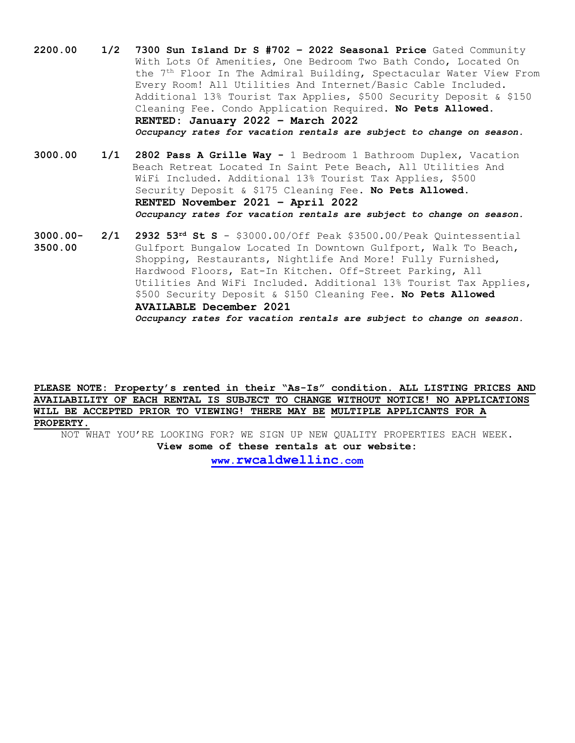| | | |
|---|---|---|
| **2200.00** | **1/2** | **7300 Sun Island Dr S #702 – 2022 Seasonal Price** Gated Community With Lots Of Amenities, One Bedroom Two Bath Condo, Located On the 7th Floor In The Admiral Building, Spectacular Water View From Every Room! All Utilities And Internet/Basic Cable Included. Additional 13% Tourist Tax Applies, $500 Security Deposit & $150 Cleaning Fee. Condo Application Required. **No Pets Allowed.** **RENTED: January 2022 – March 2022** ***Occupancy rates for vacation rentals are subject to change on season.*** |
| **3000.00** | **1/1** | **2802 Pass A Grille Way -** 1 Bedroom 1 Bathroom Duplex, Vacation Beach Retreat Located In Saint Pete Beach, All Utilities And WiFi Included. Additional 13% Tourist Tax Applies, $500 Security Deposit & $175 Cleaning Fee. **No Pets Allowed.** **RENTED November 2021 – April 2022** ***Occupancy rates for vacation rentals are subject to change on season.*** |
| **3000.00-3500.00** | **2/1** | **2932 53rd St S** - $3000.00/Off Peak $3500.00/Peak Quintessential Gulfport Bungalow Located In Downtown Gulfport, Walk To Beach, Shopping, Restaurants, Nightlife And More! Fully Furnished, Hardwood Floors, Eat-In Kitchen. Off-Street Parking, All Utilities And WiFi Included. Additional 13% Tourist Tax Applies, $500 Security Deposit & $150 Cleaning Fee. **No Pets Allowed** **AVAILABLE December 2021** ***Occupancy rates for vacation rentals are subject to change on season.*** |

**PLEASE NOTE: Property's rented in their "As-Is" condition. ALL LISTING PRICES AND AVAILABILITY OF EACH RENTAL IS SUBJECT TO CHANGE WITHOUT NOTICE! NO APPLICATIONS WILL BE ACCEPTED PRIOR TO VIEWING! THERE MAY BE MULTIPLE APPLICANTS FOR A PROPERTY.**

NOT WHAT YOU'RE LOOKING FOR? WE SIGN UP NEW QUALITY PROPERTIES EACH WEEK.

**View some of these rentals at our website:**

**www.rwcaldwellinc.com**